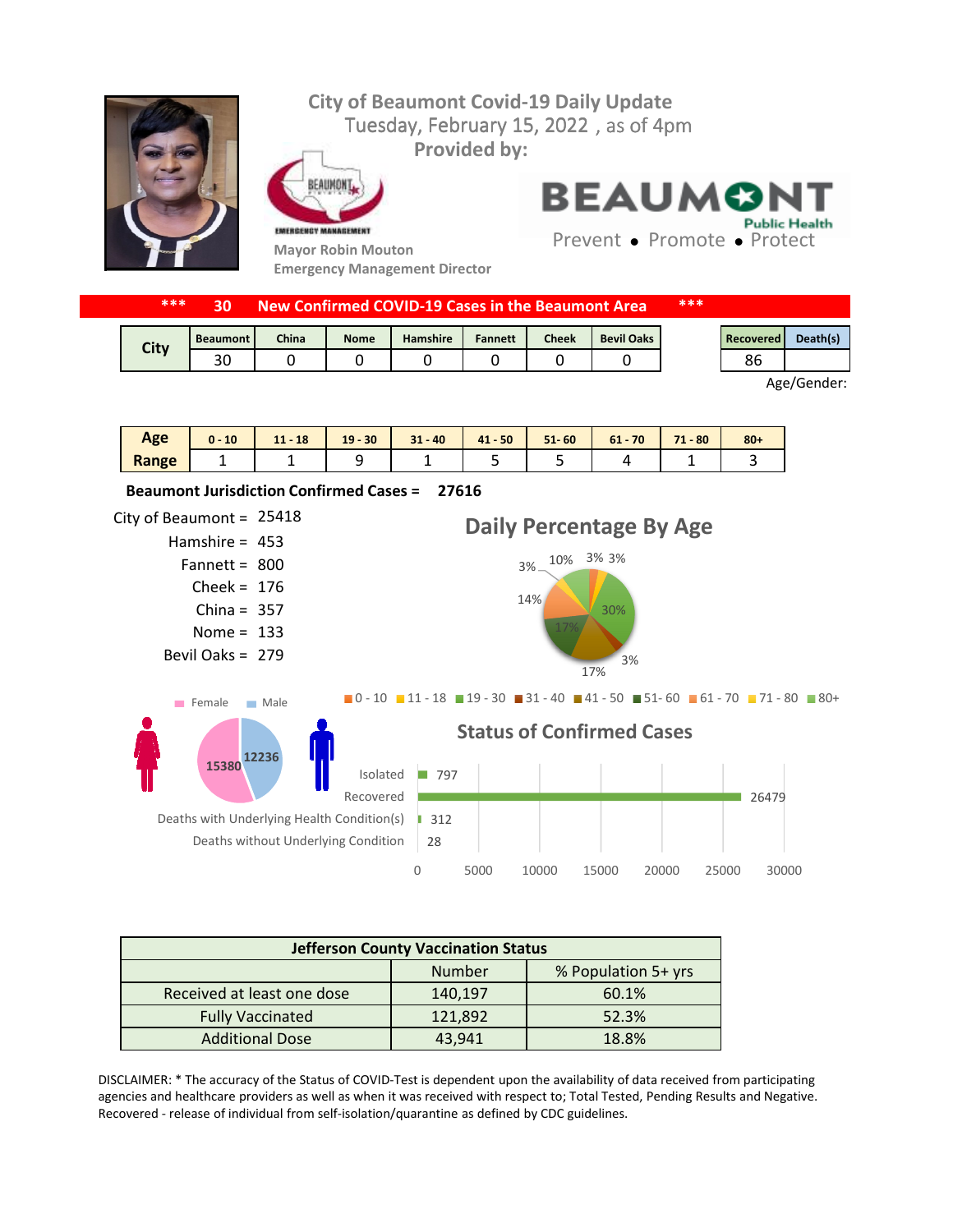# City of Beaumont Covid-19 Daily Update

Tuesday, February 15, 2022 , as of 4pm

**Provided by:**

BEAUMONT EMERGENCY MANAGEMENT

**Mayor Robin Mouton**
**Emergency Management Director**

BEAUMONT Public Health
Prevent • Promote • Protect

**\*\*\* 30 New Confirmed COVID-19 Cases in the Beaumont Area \*\*\***

| City | Beaumont | China | Nome | Hamshire | Fannett | Cheek | Bevil Oaks |
|---|---|---|---|---|---|---|---|
| | 30 | 0 | 0 | 0 | 0 | 0 | 0 |

| Recovered | Death(s) |
|---|---|
| 86 | |

Age/Gender:

| Age Range | 0 - 10 | 11 - 18 | 19 - 30 | 31 - 40 | 41 - 50 | 51- 60 | 61 - 70 | 71 - 80 | 80+ |
|---|---|---|---|---|---|---|---|---|---|
| | 1 | 1 | 9 | 1 | 5 | 5 | 4 | 1 | 3 |

**Beaumont Jurisdiction Confirmed Cases = 27616**

City of Beaumont = 25418
Hamshire = 453
Fannett = 800
Cheek = 176
China = 357
Nome = 133
Bevil Oaks = 279

## Daily Percentage By Age

0 - 10: 3%, 11 - 18: 3%, 19 - 30: 30%, 31 - 40: 3%, 41 - 50: 17%, 51- 60: 17%, 61 - 70: 14%, 71 - 80: 3%, 80+: 10%

Female: 15380
Male: 12236

## Status of Confirmed Cases

| Status | Number |
|---|---|
| Isolated | 797 |
| Recovered | 26479 |
| Deaths with Underlying Health Condition(s) | 312 |
| Deaths without Underlying Condition | 28 |

| Jefferson County Vaccination Status | | |
|---|---|---|
| | Number | % Population 5+ yrs |
| Received at least one dose | 140,197 | 60.1% |
| Fully Vaccinated | 121,892 | 52.3% |
| Additional Dose | 43,941 | 18.8% |

DISCLAIMER: * The accuracy of the Status of COVID-Test is dependent upon the availability of data received from participating agencies and healthcare providers as well as when it was received with respect to; Total Tested, Pending Results and Negative. Recovered - release of individual from self-isolation/quarantine as defined by CDC guidelines.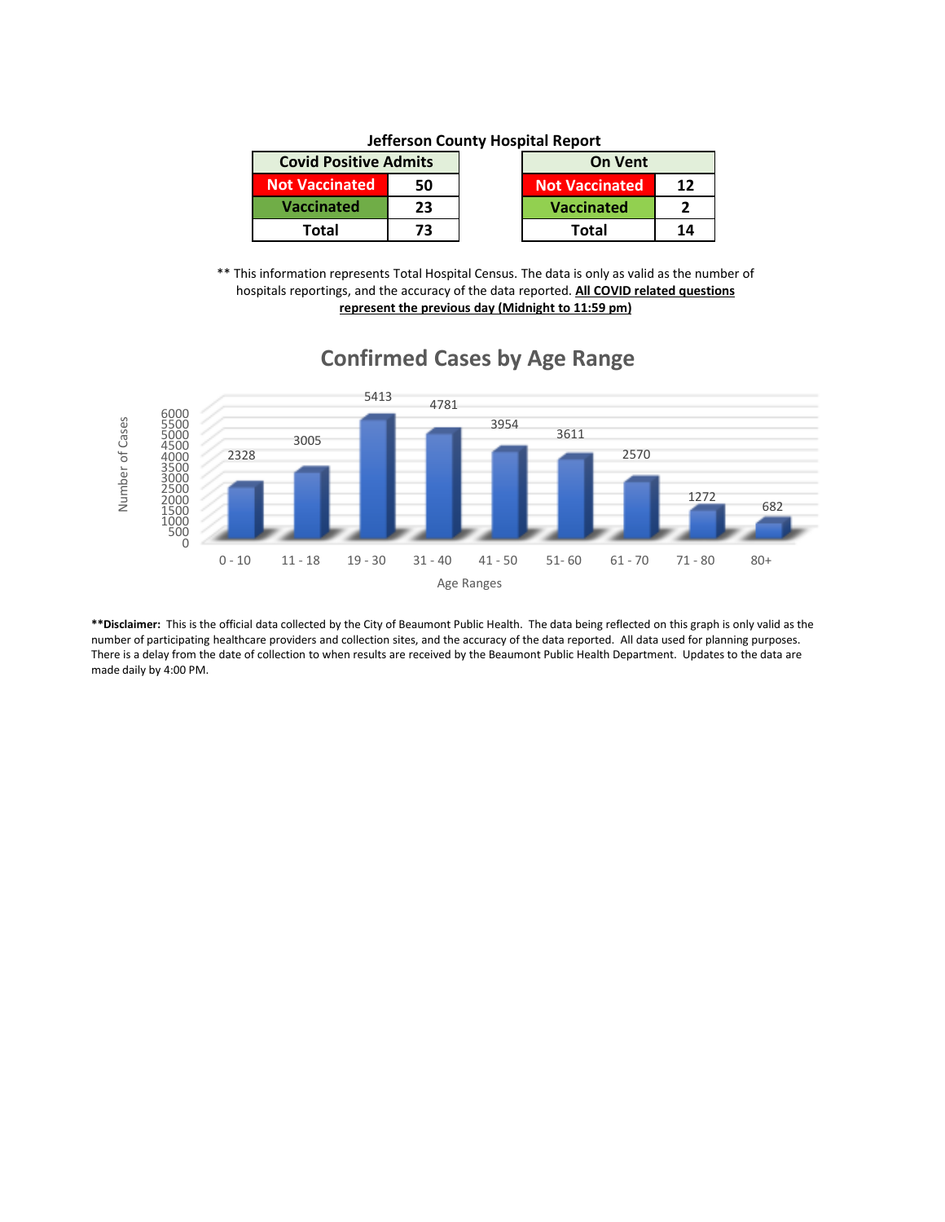**Jefferson County Hospital Report**

| Covid Positive Admits | |
|---|---|
| Not Vaccinated | 50 |
| Vaccinated | 23 |
| Total | 73 |

| On Vent | |
|---|---|
| Not Vaccinated | 12 |
| Vaccinated | 2 |
| Total | 14 |

** This information represents Total Hospital Census. The data is only as valid as the number of hospitals reportings, and the accuracy of the data reported. **All COVID related questions represent the previous day (Midnight to 11:59 pm)**

## Confirmed Cases by Age Range

Number of Cases

6000
5500
5000
4500
4000
3500
3000
2500
2000
1500
1000
500
0

2328
3005
5413
4781
3954
3611
2570
1272
682

0 - 10
11 - 18
19 - 30
31 - 40
41 - 50
51- 60
61 - 70
71 - 80
80+

Age Ranges

****Disclaimer:** This is the official data collected by the City of Beaumont Public Health. The data being reflected on this graph is only valid as the number of participating healthcare providers and collection sites, and the accuracy of the data reported. All data used for planning purposes. There is a delay from the date of collection to when results are received by the Beaumont Public Health Department. Updates to the data are made daily by 4:00 PM.